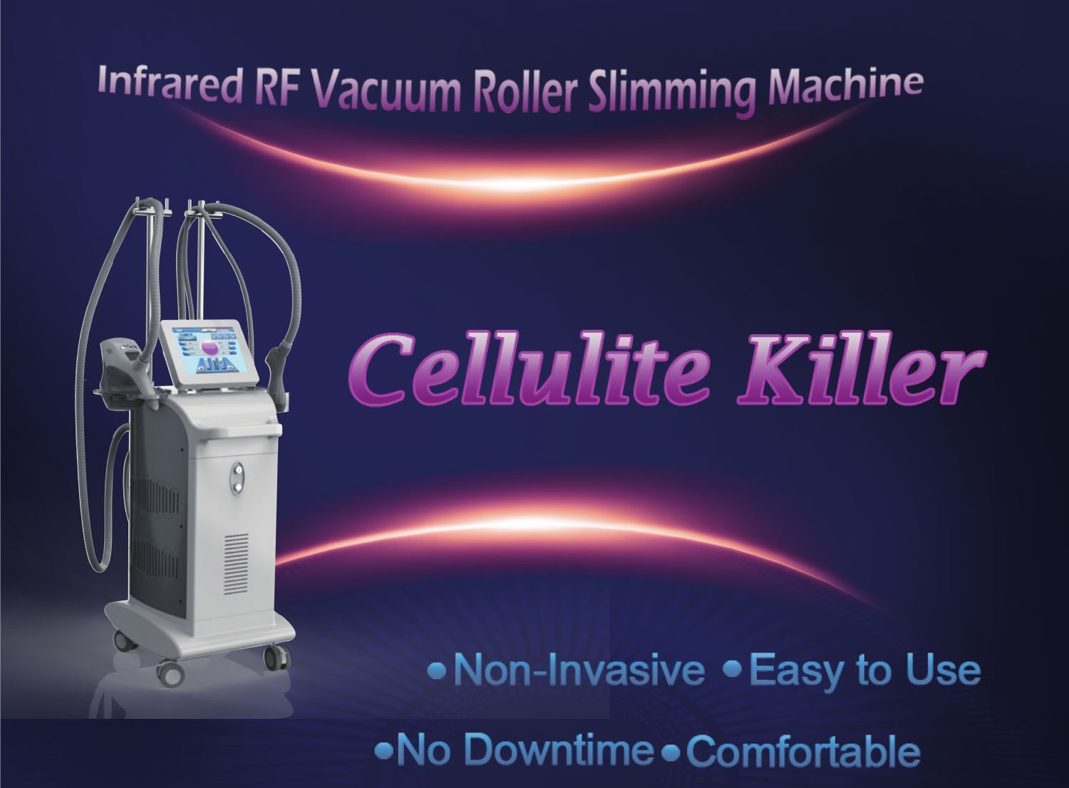# Infrared RF Vacuum Roller Slimming Machine

## *Cellulite Killer*

- Non-Invasive
- Easy to Use
- No Downtime
- Comfortable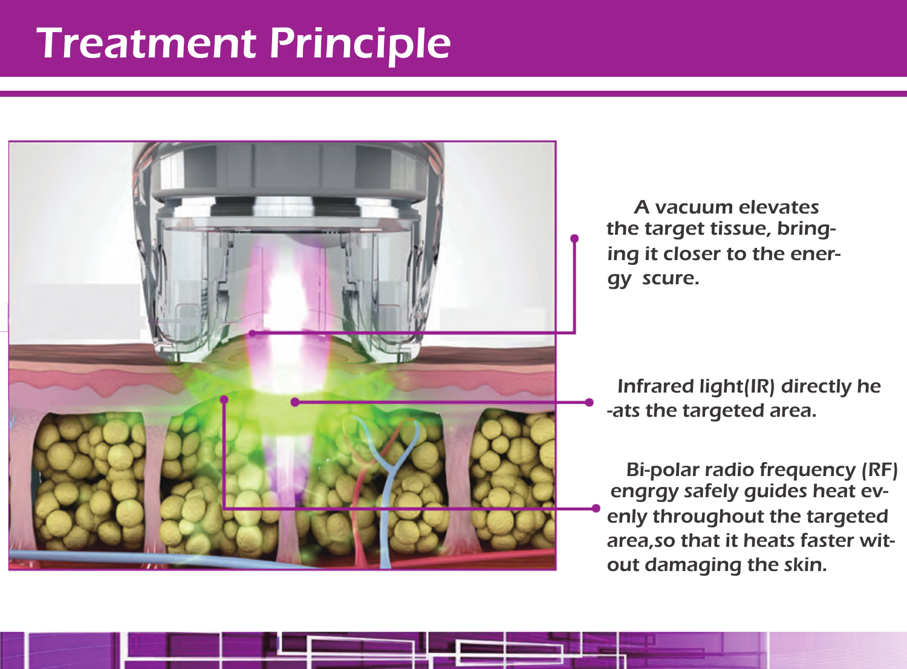# Treatment Principle

A vacuum elevates the target tissue, bringing it closer to the energy scure.

Infrared light(IR) directly heats the targeted area.

Bi-polar radio frequency (RF) engrgy safely guides heat evenly throughout the targeted area,so that it heats faster witout damaging the skin.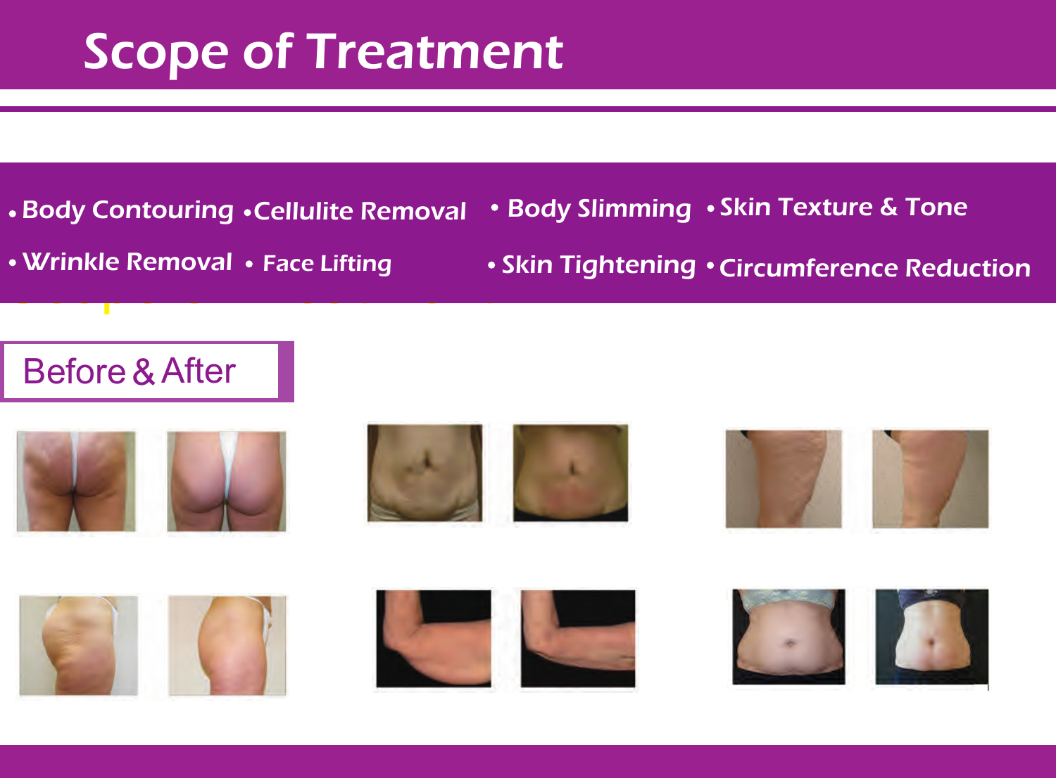# Scope of Treatment

- Body Contouring
- Cellulite Removal
- Body Slimming
- Skin Texture & Tone
- Wrinkle Removal
- Face Lifting
- Skin Tightening
- Circumference Reduction

## Before & After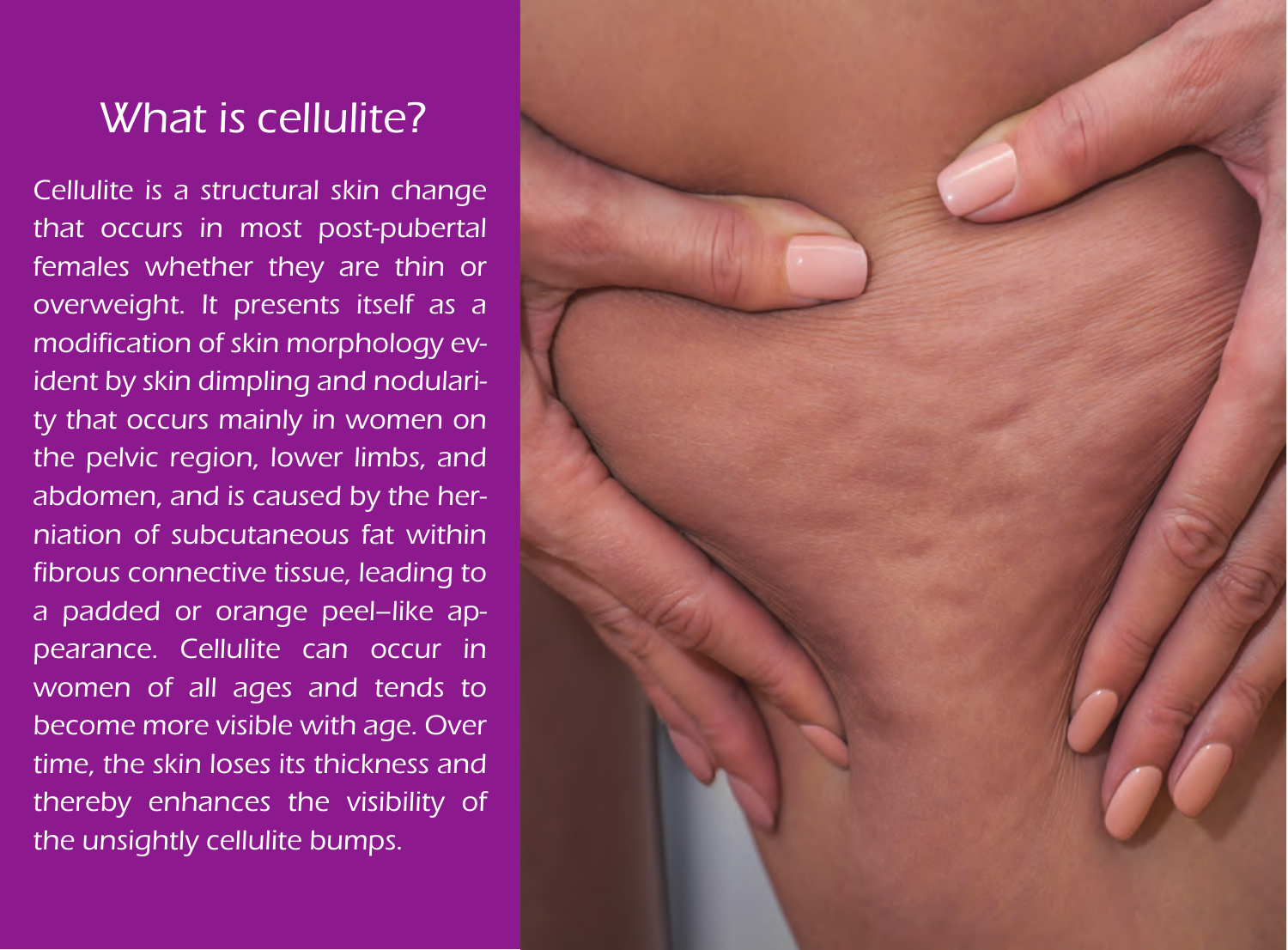# What is cellulite?

Cellulite is a structural skin change that occurs in most post-pubertal females whether they are thin or overweight. It presents itself as a modification of skin morphology evident by skin dimpling and nodularity that occurs mainly in women on the pelvic region, lower limbs, and abdomen, and is caused by the herniation of subcutaneous fat within fibrous connective tissue, leading to a padded or orange peel–like appearance. Cellulite can occur in women of all ages and tends to become more visible with age. Over time, the skin loses its thickness and thereby enhances the visibility of the unsightly cellulite bumps.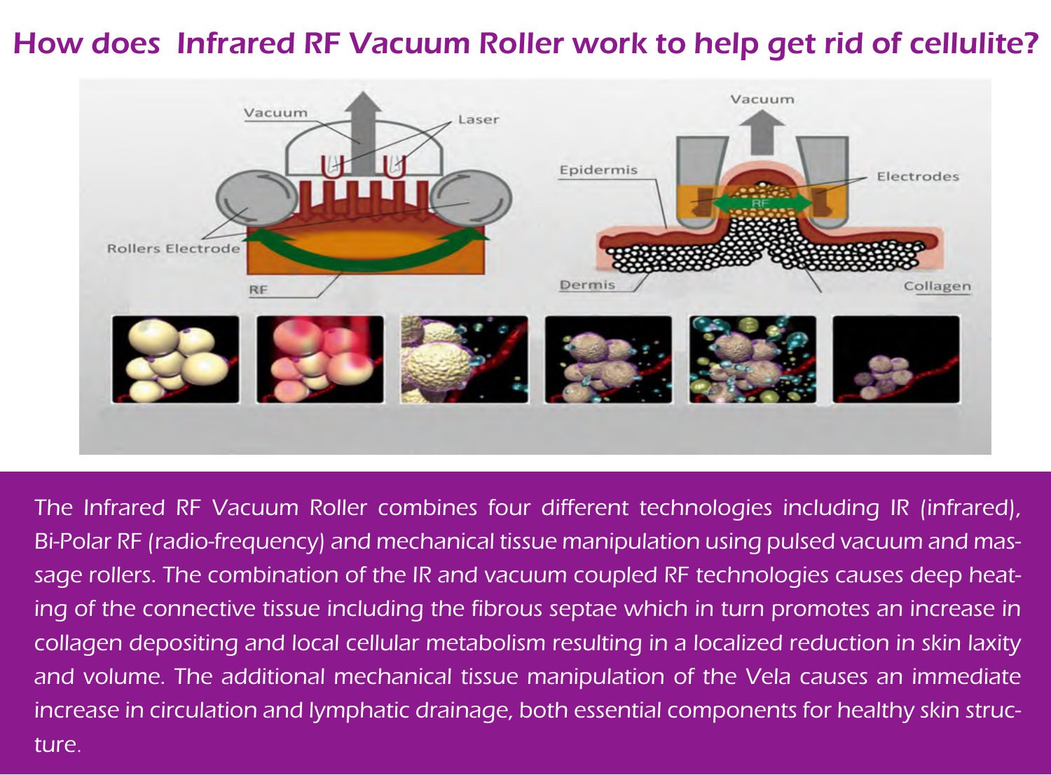# How does Infrared RF Vacuum Roller work to help get rid of cellulite?

The Infrared RF Vacuum Roller combines four different technologies including IR (infrared), Bi-Polar RF (radio-frequency) and mechanical tissue manipulation using pulsed vacuum and massage rollers. The combination of the IR and vacuum coupled RF technologies causes deep heating of the connective tissue including the fibrous septae which in turn promotes an increase in collagen depositing and local cellular metabolism resulting in a localized reduction in skin laxity and volume. The additional mechanical tissue manipulation of the Vela causes an immediate increase in circulation and lymphatic drainage, both essential components for healthy skin structure.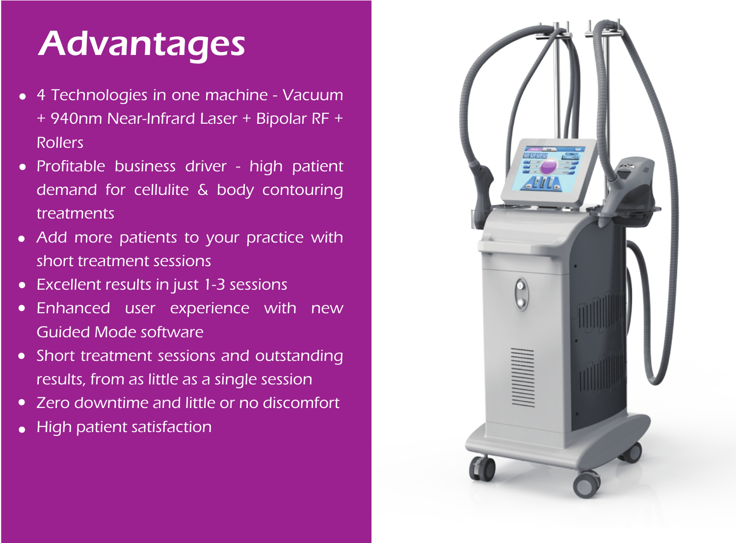# Advantages

- 4 Technologies in one machine - Vacuum + 940nm Near-Infrard Laser + Bipolar RF + Rollers
- Profitable business driver - high patient demand for cellulite & body contouring treatments
- Add more patients to your practice with short treatment sessions
- Excellent results in just 1-3 sessions
- Enhanced user experience with new Guided Mode software
- Short treatment sessions and outstanding results, from as little as a single session
- Zero downtime and little or no discomfort
- High patient satisfaction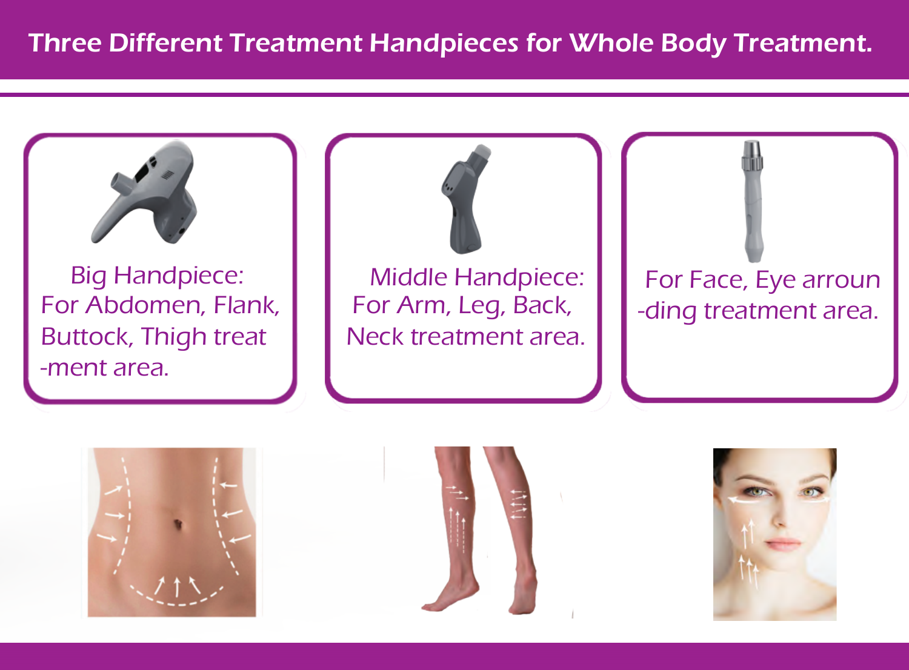# Three Different Treatment Handpieces for Whole Body Treatment.

Big Handpiece:
For Abdomen, Flank, Buttock, Thigh treat -ment area.

Middle Handpiece:
For Arm, Leg, Back, Neck treatment area.

For Face, Eye arroun -ding treatment area.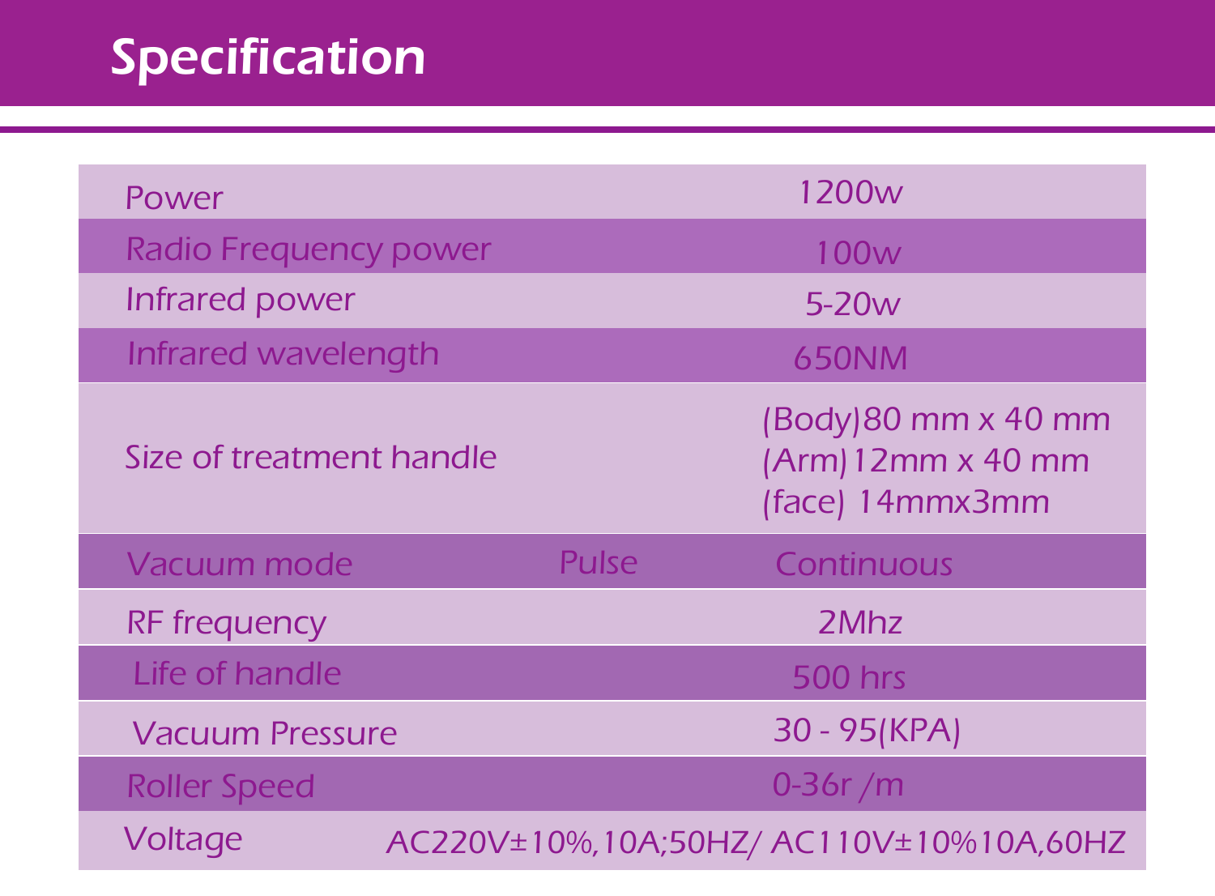# Specification

| | |
|---|---|
| Power | 1200w |
| Radio Frequency power | 100w |
| Infrared power | 5-20w |
| Infrared wavelength | 650NM |
| Size of treatment handle | (Body)80 mm x 40 mm<br>(Arm)12mm x 40 mm<br>(face) 14mmx3mm |
| Vacuum mode | Pulse Continuous |
| RF frequency | 2Mhz |
| Life of handle | 500 hrs |
| Vacuum Pressure | 30 - 95(KPA) |
| Roller Speed | 0-36r /m |
| Voltage | AC220V±10%,10A;50HZ/ AC110V±10%10A,60HZ |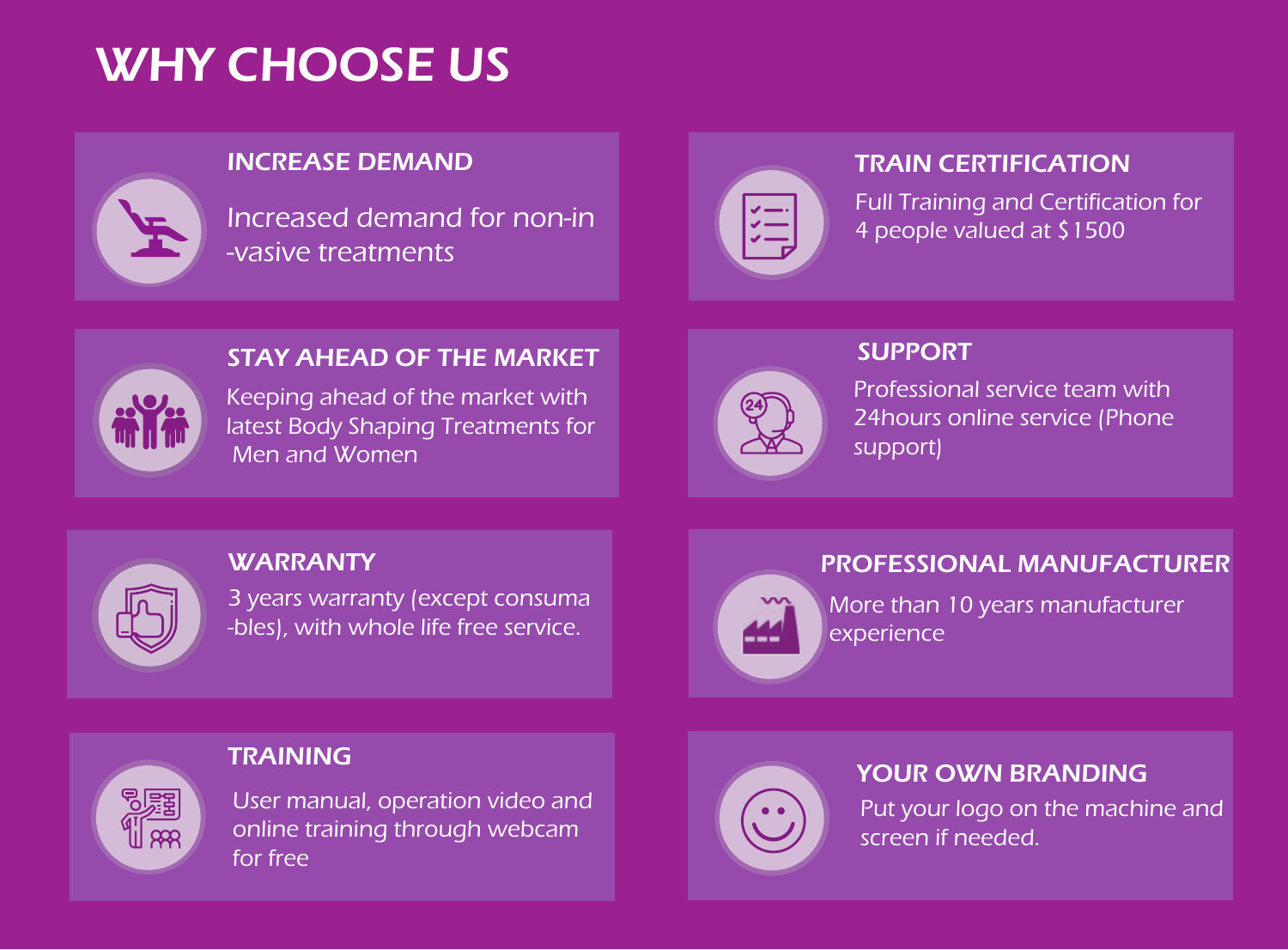# WHY CHOOSE US

### INCREASE DEMAND

Increased demand for non-in -vasive treatments

### TRAIN CERTIFICATION

Full Training and Certification for 4 people valued at $1500

### STAY AHEAD OF THE MARKET

Keeping ahead of the market with latest Body Shaping Treatments for Men and Women

### SUPPORT

Professional service team with 24hours online service (Phone support)

### WARRANTY

3 years warranty (except consuma -bles), with whole life free service.

### PROFESSIONAL MANUFACTURER

More than 10 years manufacturer experience

### TRAINING

User manual, operation video and online training through webcam for free

### YOUR OWN BRANDING

Put your logo on the machine and screen if needed.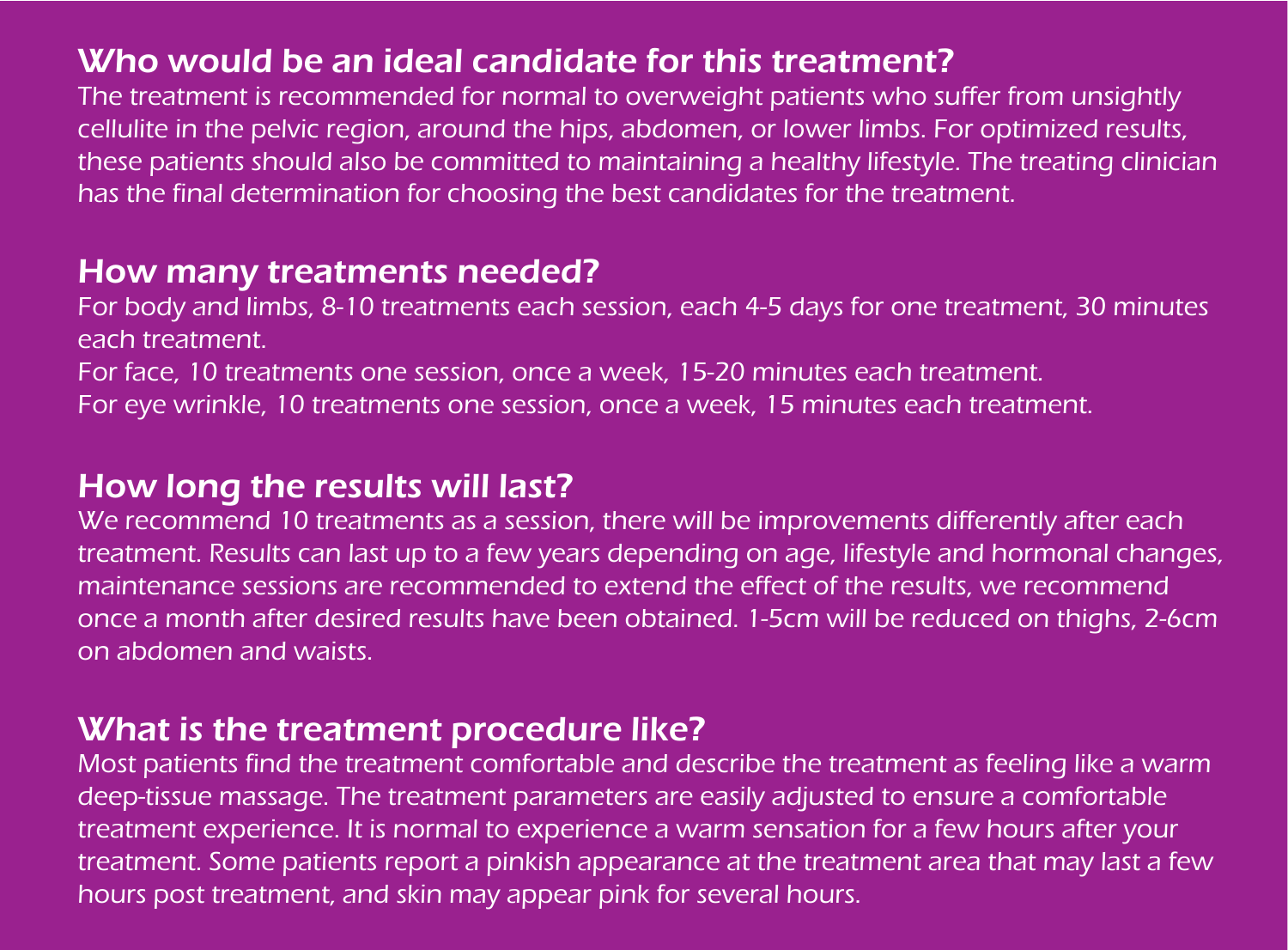## Who would be an ideal candidate for this treatment?

The treatment is recommended for normal to overweight patients who suffer from unsightly cellulite in the pelvic region, around the hips, abdomen, or lower limbs. For optimized results, these patients should also be committed to maintaining a healthy lifestyle. The treating clinician has the final determination for choosing the best candidates for the treatment.

## How many treatments needed?

For body and limbs, 8-10 treatments each session, each 4-5 days for one treatment, 30 minutes each treatment.

For face, 10 treatments one session, once a week, 15-20 minutes each treatment.

For eye wrinkle, 10 treatments one session, once a week, 15 minutes each treatment.

## How long the results will last?

We recommend 10 treatments as a session, there will be improvements differently after each treatment. Results can last up to a few years depending on age, lifestyle and hormonal changes, maintenance sessions are recommended to extend the effect of the results, we recommend once a month after desired results have been obtained. 1-5cm will be reduced on thighs, 2-6cm on abdomen and waists.

## What is the treatment procedure like?

Most patients find the treatment comfortable and describe the treatment as feeling like a warm deep-tissue massage. The treatment parameters are easily adjusted to ensure a comfortable treatment experience. It is normal to experience a warm sensation for a few hours after your treatment. Some patients report a pinkish appearance at the treatment area that may last a few hours post treatment, and skin may appear pink for several hours.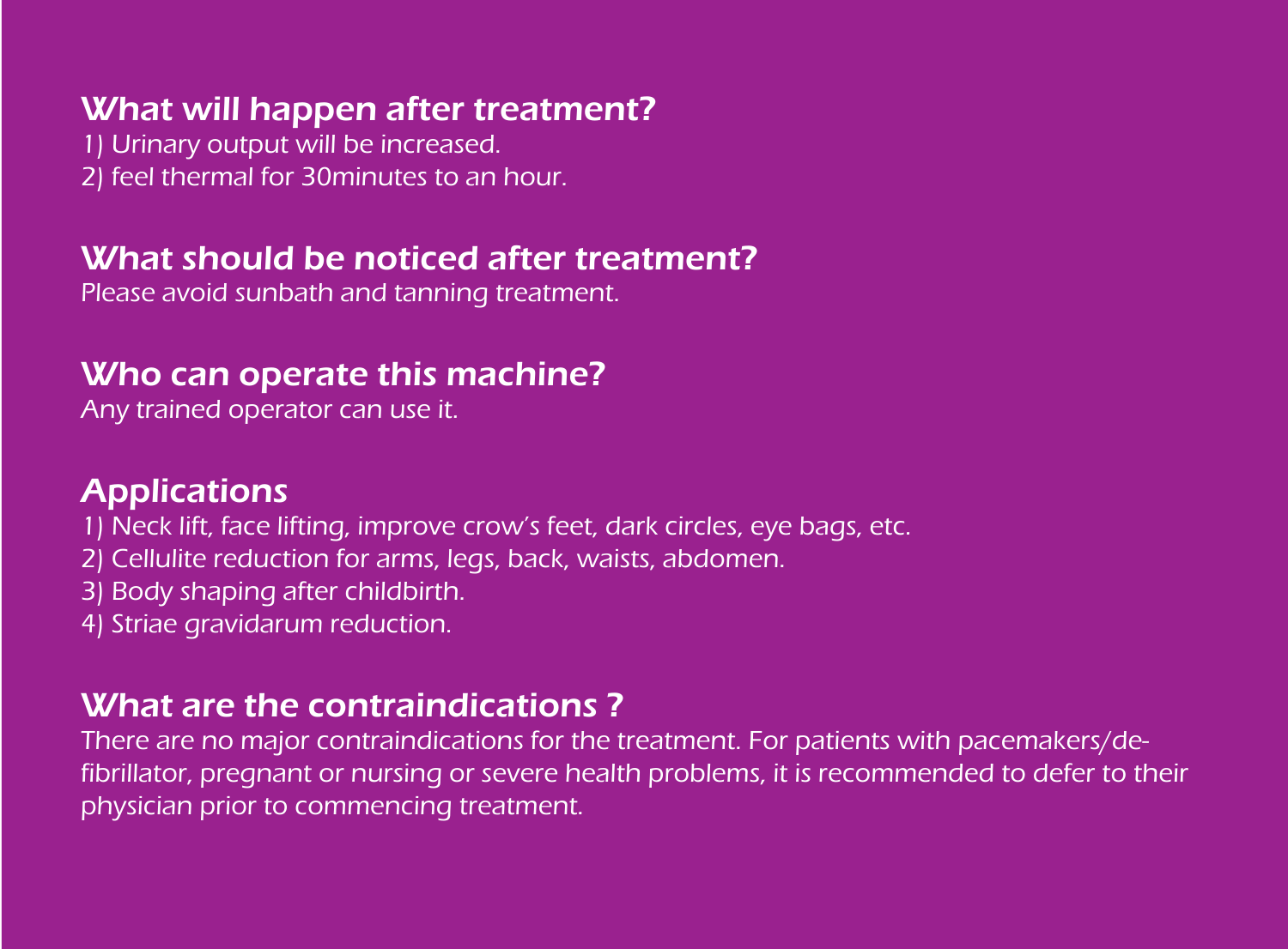## What will happen after treatment?

1) Urinary output will be increased.
2) feel thermal for 30minutes to an hour.

## What should be noticed after treatment?

Please avoid sunbath and tanning treatment.

## Who can operate this machine?

Any trained operator can use it.

## Applications

1) Neck lift, face lifting, improve crow's feet, dark circles, eye bags, etc.
2) Cellulite reduction for arms, legs, back, waists, abdomen.
3) Body shaping after childbirth.
4) Striae gravidarum reduction.

## What are the contraindications ?

There are no major contraindications for the treatment. For patients with pacemakers/de-fibrillator, pregnant or nursing or severe health problems, it is recommended to defer to their physician prior to commencing treatment.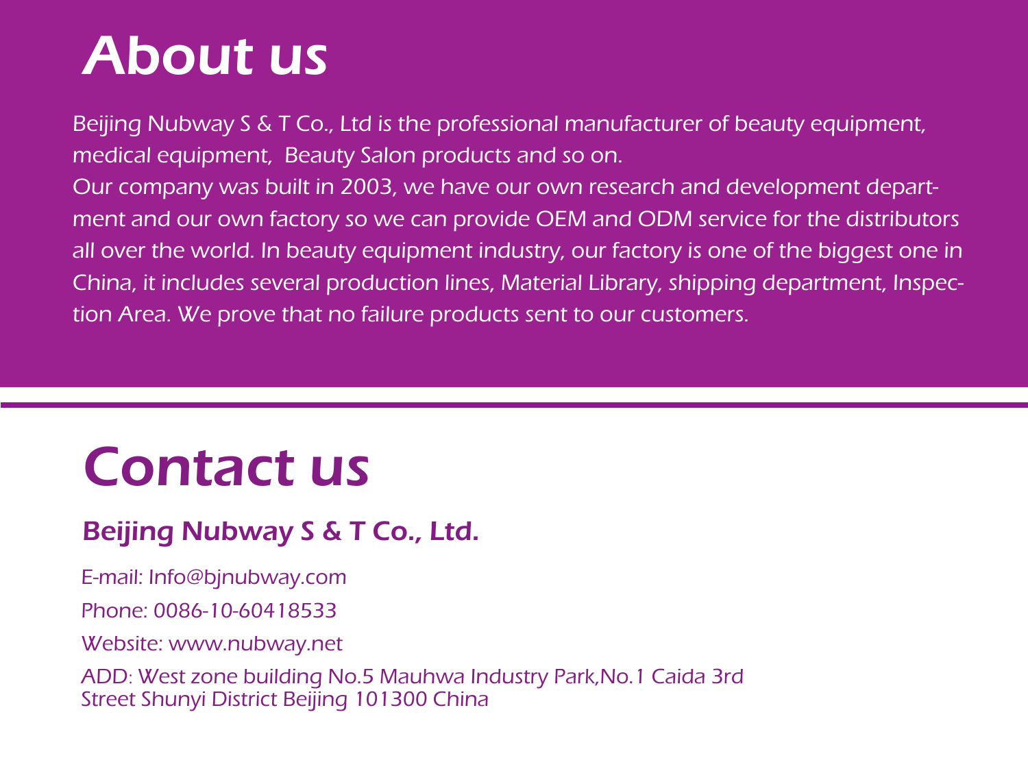# About us

Beijing Nubway S & T Co., Ltd is the professional manufacturer of beauty equipment, medical equipment, Beauty Salon products and so on.

Our company was built in 2003, we have our own research and development department and our own factory so we can provide OEM and ODM service for the distributors all over the world. In beauty equipment industry, our factory is one of the biggest one in China, it includes several production lines, Material Library, shipping department, Inspection Area. We prove that no failure products sent to our customers.

# Contact us

## Beijing Nubway S & T Co., Ltd.

E-mail: Info@bjnubway.com

Phone: 0086-10-60418533

Website: www.nubway.net

ADD: West zone building No.5 Mauhwa Industry Park,No.1 Caida 3rd Street Shunyi District Beijing 101300 China